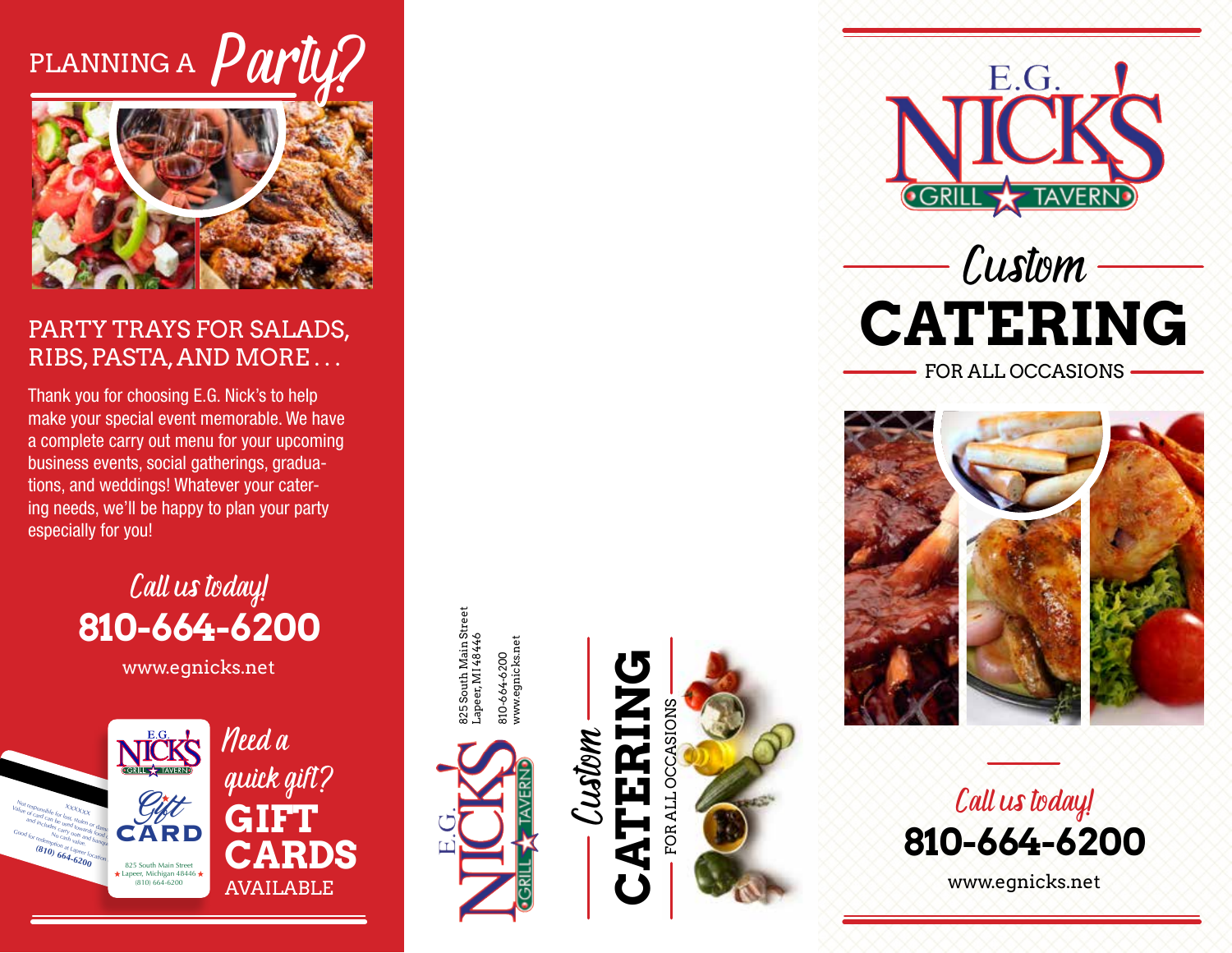# PLANNING A *Party?*

## PARTY TRAYS FOR SALADS, RIBS, PASTA, AND MORE...

Thank you for choosing E.G. Nick's to help make your special event memorable. We have a complete carry out menu for your upcoming business events, social gatherings, graduations, and weddings! Whatever your catering needs, we'll be happy to plan your party especially for you!

*Call us today!*

**810-664-6200**

www.egnicks.net

E.G. NICK'S GRILL TAVERN
Gift CARD
825 South Main Street
Lapeer, Michigan 48446
(810) 664-6200

*Need a quick gift?*
**GIFT CARDS**
AVAILABLE

---

825 South Main Street
Lapeer, MI 48446

810-664-6200
www.egnicks.net

E.G. NICK'S GRILL TAVERN

*Custom*
**CATERING**
FOR ALL OCCASIONS

---

E.G. NICK'S GRILL TAVERN

# *Custom* CATERING

FOR ALL OCCASIONS

*Call us today!*

**810-664-6200**

www.egnicks.net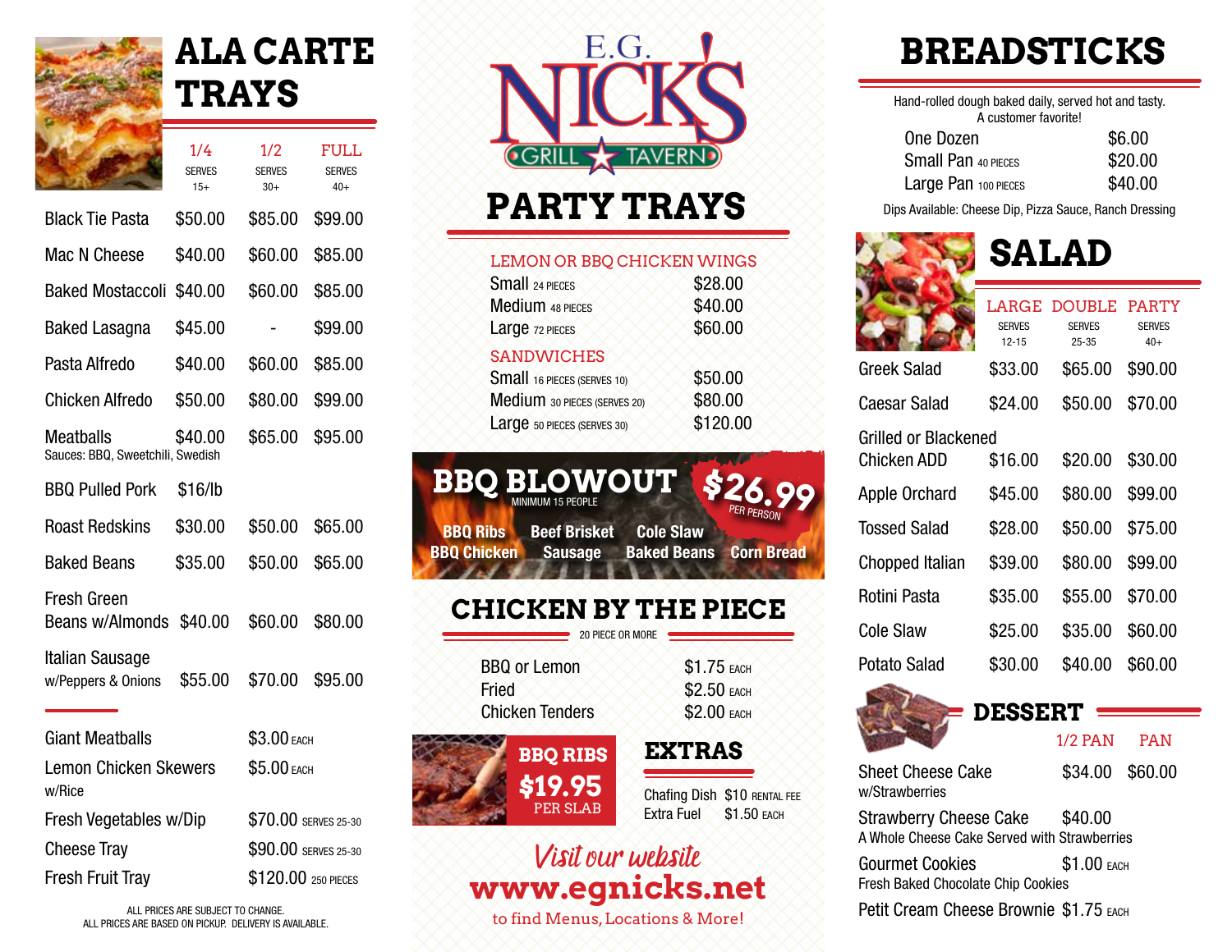# ALA CARTE TRAYS

| | 1/4 SERVES 15+ | 1/2 SERVES 30+ | FULL SERVES 40+ |
|---|---|---|---|
| Black Tie Pasta | $50.00 | $85.00 | $99.00 |
| Mac N Cheese | $40.00 | $60.00 | $85.00 |
| Baked Mostaccoli | $40.00 | $60.00 | $85.00 |
| Baked Lasagna | $45.00 | - | $99.00 |
| Pasta Alfredo | $40.00 | $60.00 | $85.00 |
| Chicken Alfredo | $50.00 | $80.00 | $99.00 |
| Meatballs (Sauces: BBQ, Sweetchili, Swedish) | $40.00 | $65.00 | $95.00 |
| BBQ Pulled Pork | $16/lb | | |
| Roast Redskins | $30.00 | $50.00 | $65.00 |
| Baked Beans | $35.00 | $50.00 | $65.00 |
| Fresh Green Beans w/Almonds | $40.00 | $60.00 | $80.00 |
| Italian Sausage w/Peppers & Onions | $55.00 | $70.00 | $95.00 |

| | |
|---|---|
| Giant Meatballs | $3.00 EACH |
| Lemon Chicken Skewers w/Rice | $5.00 EACH |
| Fresh Vegetables w/Dip | $70.00 SERVES 25-30 |
| Cheese Tray | $90.00 SERVES 25-30 |
| Fresh Fruit Tray | $120.00 250 PIECES |

ALL PRICES ARE SUBJECT TO CHANGE.
ALL PRICES ARE BASED ON PICKUP. DELIVERY IS AVAILABLE.

E.G. NICK'S GRILL TAVERN

# PARTY TRAYS

## LEMON OR BBQ CHICKEN WINGS

| | |
|---|---|
| Small 24 PIECES | $28.00 |
| Medium 48 PIECES | $40.00 |
| Large 72 PIECES | $60.00 |

## SANDWICHES

| | |
|---|---|
| Small 16 PIECES (SERVES 10) | $50.00 |
| Medium 30 PIECES (SERVES 20) | $80.00 |
| Large 50 PIECES (SERVES 30) | $120.00 |

## BBQ BLOWOUT $26.99 PER PERSON

MINIMUM 15 PEOPLE

BBQ Ribs, Beef Brisket, Cole Slaw, BBQ Chicken, Sausage, Baked Beans, Corn Bread

# CHICKEN BY THE PIECE

20 PIECE OR MORE

| | |
|---|---|
| BBQ or Lemon | $1.75 EACH |
| Fried | $2.50 EACH |
| Chicken Tenders | $2.00 EACH |

## BBQ RIBS $19.95 PER SLAB

## EXTRAS

| | |
|---|---|
| Chafing Dish | $10 RENTAL FEE |
| Extra Fuel | $1.50 EACH |

*Visit our website*
**www.egnicks.net**
to find Menus, Locations & More!

# BREADSTICKS

Hand-rolled dough baked daily, served hot and tasty. A customer favorite!

| | |
|---|---|
| One Dozen | $6.00 |
| Small Pan 40 PIECES | $20.00 |
| Large Pan 100 PIECES | $40.00 |

Dips Available: Cheese Dip, Pizza Sauce, Ranch Dressing

# SALAD

| | LARGE SERVES 12-15 | DOUBLE SERVES 25-35 | PARTY SERVES 40+ |
|---|---|---|---|
| Greek Salad | $33.00 | $65.00 | $90.00 |
| Caesar Salad | $24.00 | $50.00 | $70.00 |
| Grilled or Blackened Chicken ADD | $16.00 | $20.00 | $30.00 |
| Apple Orchard | $45.00 | $80.00 | $99.00 |
| Tossed Salad | $28.00 | $50.00 | $75.00 |
| Chopped Italian | $39.00 | $80.00 | $99.00 |
| Rotini Pasta | $35.00 | $55.00 | $70.00 |
| Cole Slaw | $25.00 | $35.00 | $60.00 |
| Potato Salad | $30.00 | $40.00 | $60.00 |

# DESSERT

| | 1/2 PAN | PAN |
|---|---|---|
| Sheet Cheese Cake w/Strawberries | $34.00 | $60.00 |
| Strawberry Cheese Cake (A Whole Cheese Cake Served with Strawberries) | $40.00 | |
| Gourmet Cookies (Fresh Baked Chocolate Chip Cookies) | $1.00 EACH | |
| Petit Cream Cheese Brownie | $1.75 EACH | |